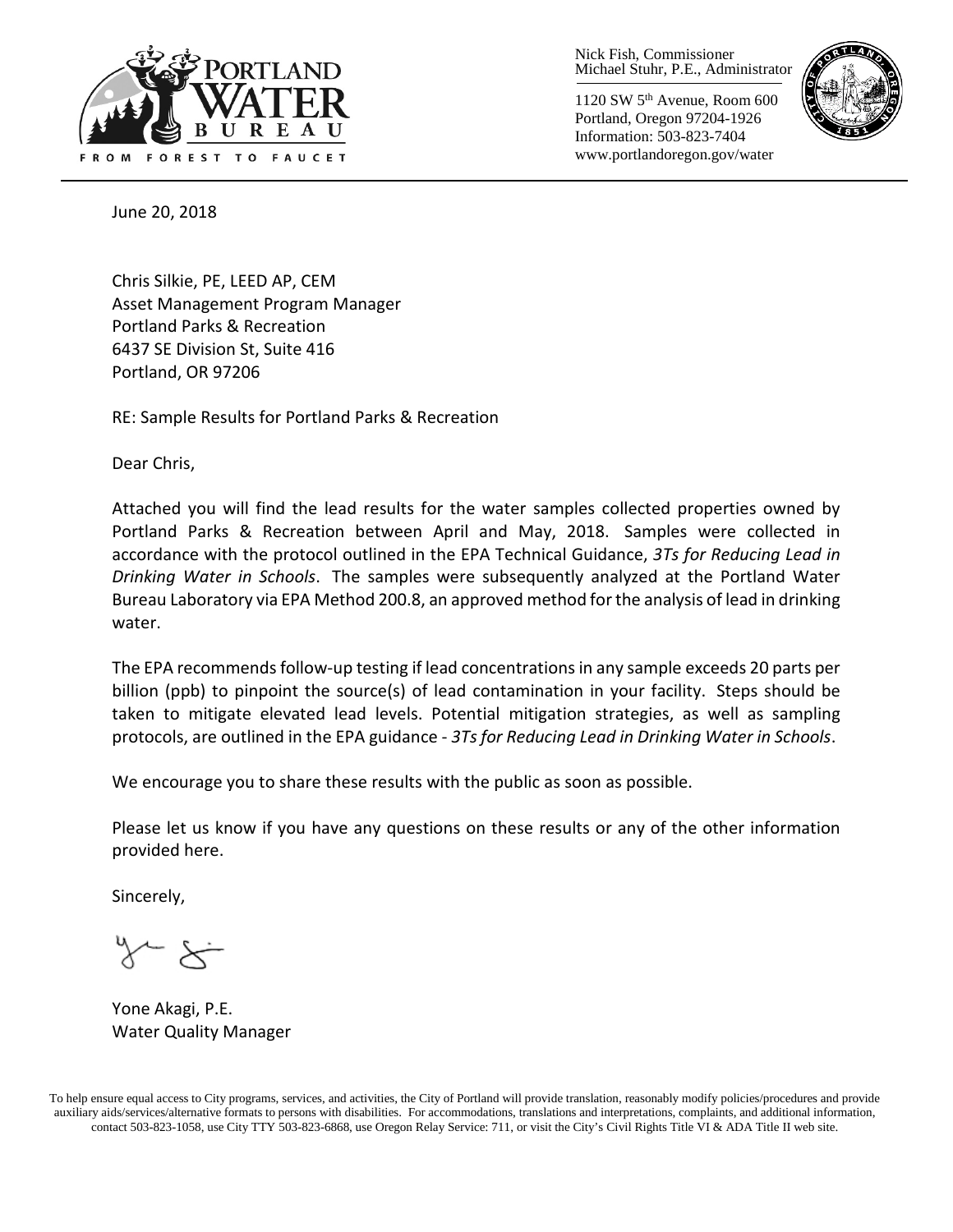Nick Fish, Commissioner
Michael Stuhr, P.E., Administrator

1120 SW 5th Avenue, Room 600
Portland, Oregon 97204-1926
Information: 503-823-7404
www.portlandoregon.gov/water

PORTLAND WATER BUREAU
FROM FOREST TO FAUCET

June 20, 2018

Chris Silkie, PE, LEED AP, CEM
Asset Management Program Manager
Portland Parks & Recreation
6437 SE Division St, Suite 416
Portland, OR 97206

RE: Sample Results for Portland Parks & Recreation

Dear Chris,

Attached you will find the lead results for the water samples collected properties owned by Portland Parks & Recreation between April and May, 2018. Samples were collected in accordance with the protocol outlined in the EPA Technical Guidance, *3Ts for Reducing Lead in Drinking Water in Schools*. The samples were subsequently analyzed at the Portland Water Bureau Laboratory via EPA Method 200.8, an approved method for the analysis of lead in drinking water.

The EPA recommends follow-up testing if lead concentrations in any sample exceeds 20 parts per billion (ppb) to pinpoint the source(s) of lead contamination in your facility. Steps should be taken to mitigate elevated lead levels. Potential mitigation strategies, as well as sampling protocols, are outlined in the EPA guidance - *3Ts for Reducing Lead in Drinking Water in Schools*.

We encourage you to share these results with the public as soon as possible.

Please let us know if you have any questions on these results or any of the other information provided here.

Sincerely,

Yone Akagi, P.E.
Water Quality Manager

To help ensure equal access to City programs, services, and activities, the City of Portland will provide translation, reasonably modify policies/procedures and provide auxiliary aids/services/alternative formats to persons with disabilities. For accommodations, translations and interpretations, complaints, and additional information, contact 503-823-1058, use City TTY 503-823-6868, use Oregon Relay Service: 711, or visit the City's Civil Rights Title VI & ADA Title II web site.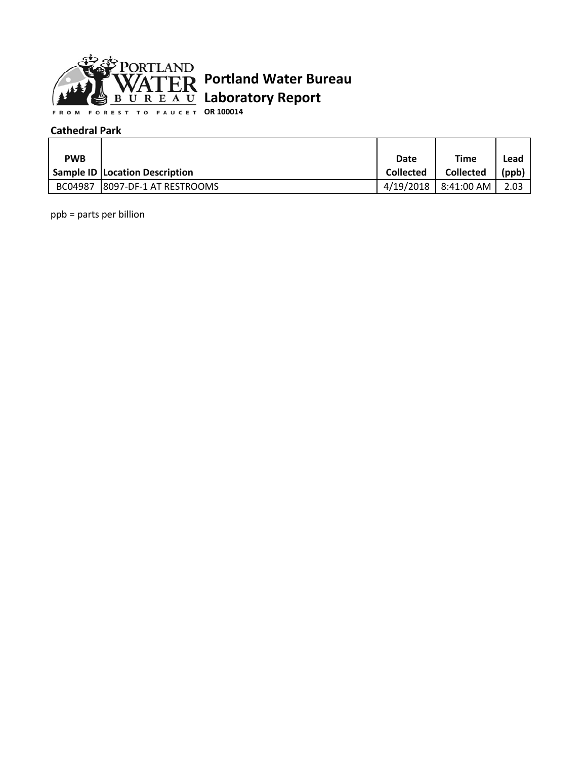# Portland Water Bureau Laboratory Report

**OR 100014**

**Cathedral Park**

| PWB Sample ID | Location Description | Date Collected | Time Collected | Lead (ppb) |
|---|---|---|---|---|
| BC04987 | 8097-DF-1 AT RESTROOMS | 4/19/2018 | 8:41:00 AM | 2.03 |

ppb = parts per billion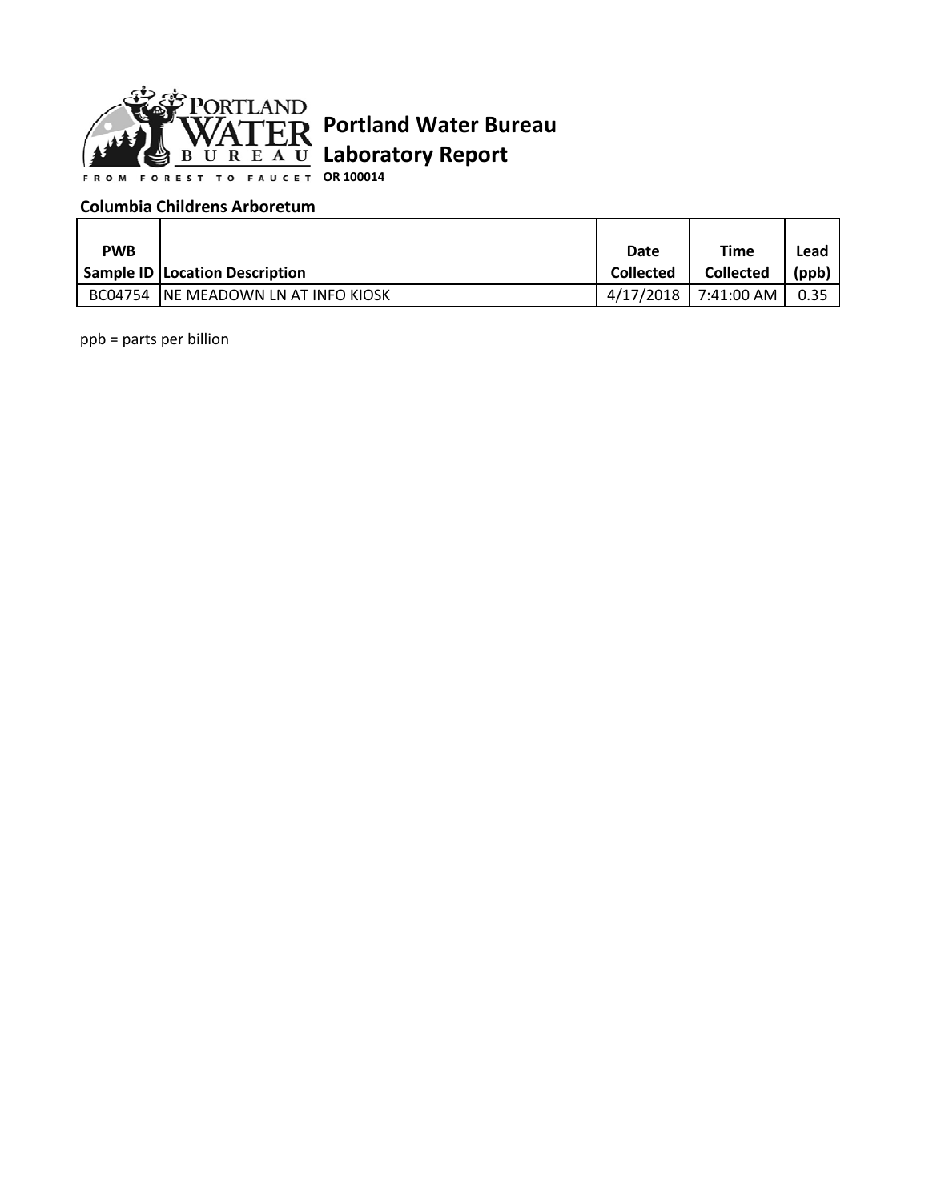# Portland Water Bureau
## Laboratory Report
**OR 100014**

**Columbia Childrens Arboretum**

| PWB Sample ID | Location Description | Date Collected | Time Collected | Lead (ppb) |
|---|---|---|---|---|
| BC04754 | NE MEADOWN LN AT INFO KIOSK | 4/17/2018 | 7:41:00 AM | 0.35 |

ppb = parts per billion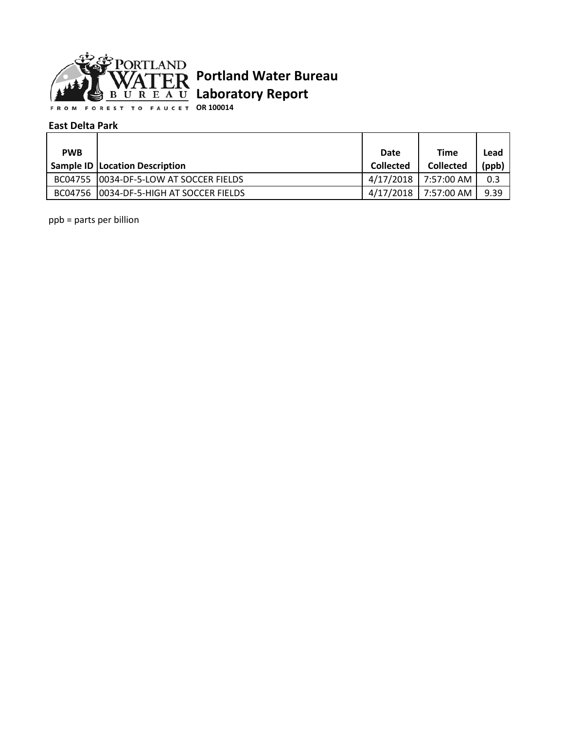# Portland Water Bureau
## Laboratory Report

**OR 100014**

**East Delta Park**

| PWB Sample ID | Location Description | Date Collected | Time Collected | Lead (ppb) |
|---|---|---|---|---|
| BC04755 | 0034-DF-5-LOW AT SOCCER FIELDS | 4/17/2018 | 7:57:00 AM | 0.3 |
| BC04756 | 0034-DF-5-HIGH AT SOCCER FIELDS | 4/17/2018 | 7:57:00 AM | 9.39 |

ppb = parts per billion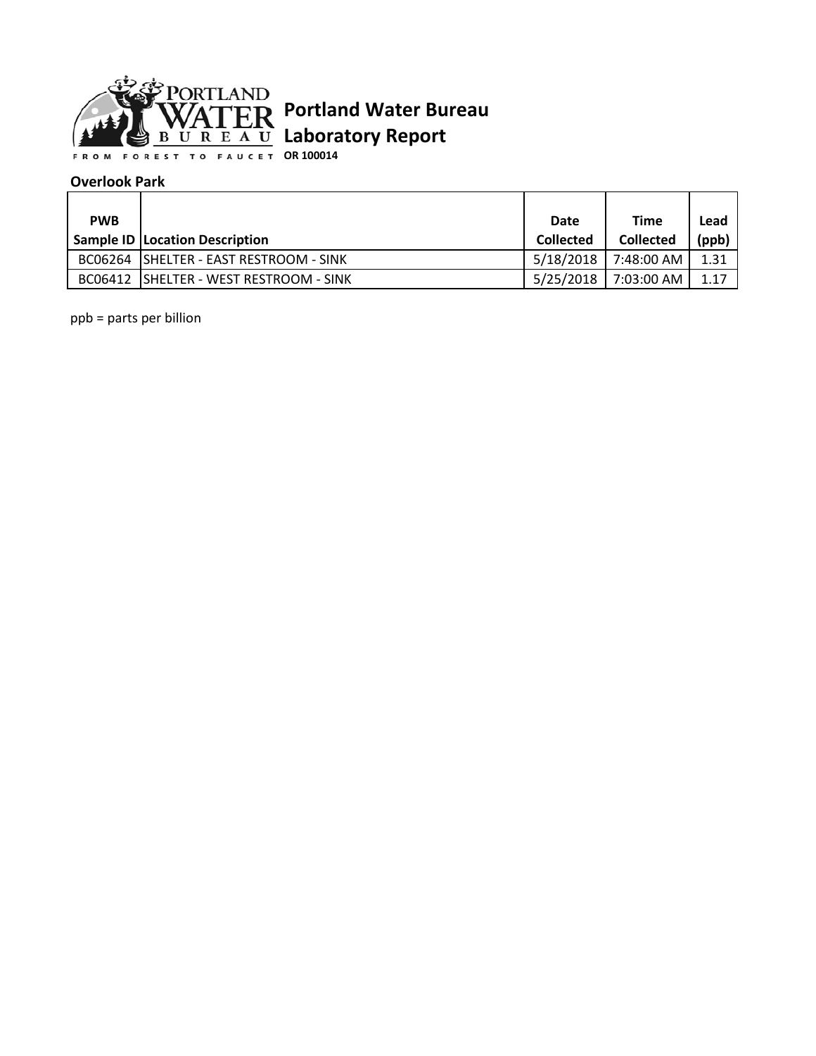# Portland Water Bureau
## Laboratory Report

**OR 100014**

**Overlook Park**

| PWB Sample ID | Location Description | Date Collected | Time Collected | Lead (ppb) |
|---|---|---|---|---|
| BC06264 | SHELTER - EAST RESTROOM - SINK | 5/18/2018 | 7:48:00 AM | 1.31 |
| BC06412 | SHELTER - WEST RESTROOM - SINK | 5/25/2018 | 7:03:00 AM | 1.17 |

ppb = parts per billion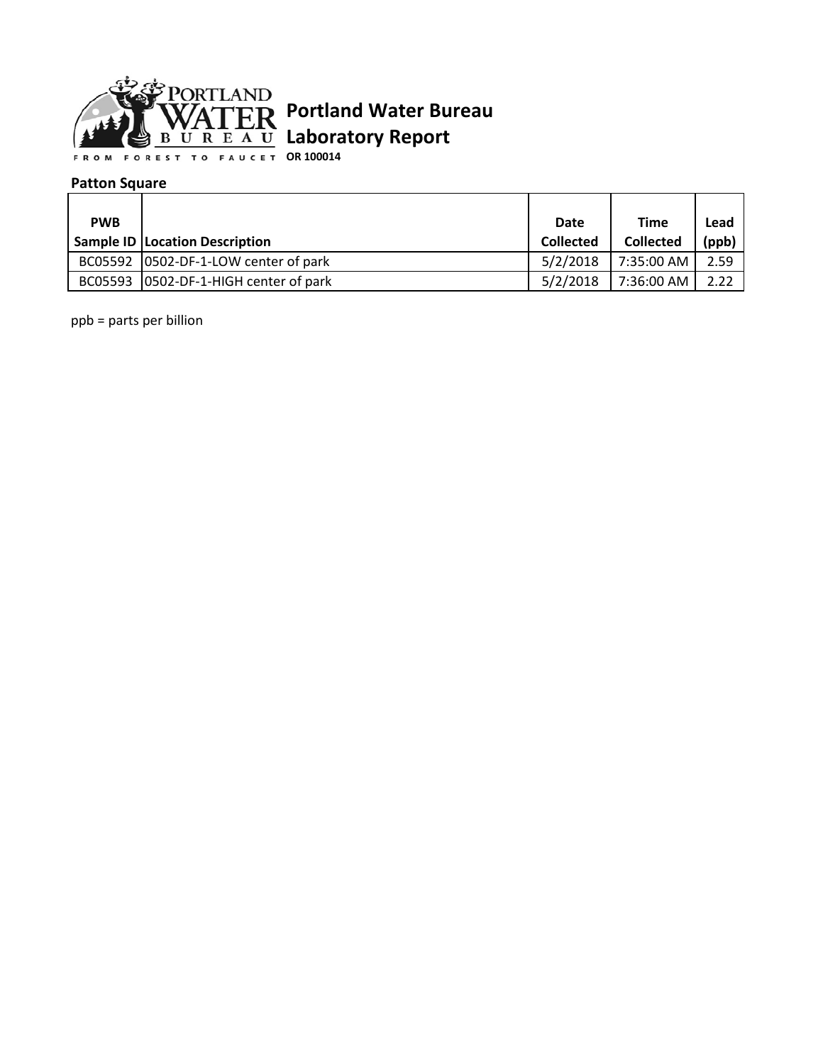# Portland Water Bureau
## Laboratory Report

**OR 100014**

**Patton Square**

| PWB Sample ID | Location Description | Date Collected | Time Collected | Lead (ppb) |
|---|---|---|---|---|
| BC05592 | 0502-DF-1-LOW center of park | 5/2/2018 | 7:35:00 AM | 2.59 |
| BC05593 | 0502-DF-1-HIGH center of park | 5/2/2018 | 7:36:00 AM | 2.22 |

ppb = parts per billion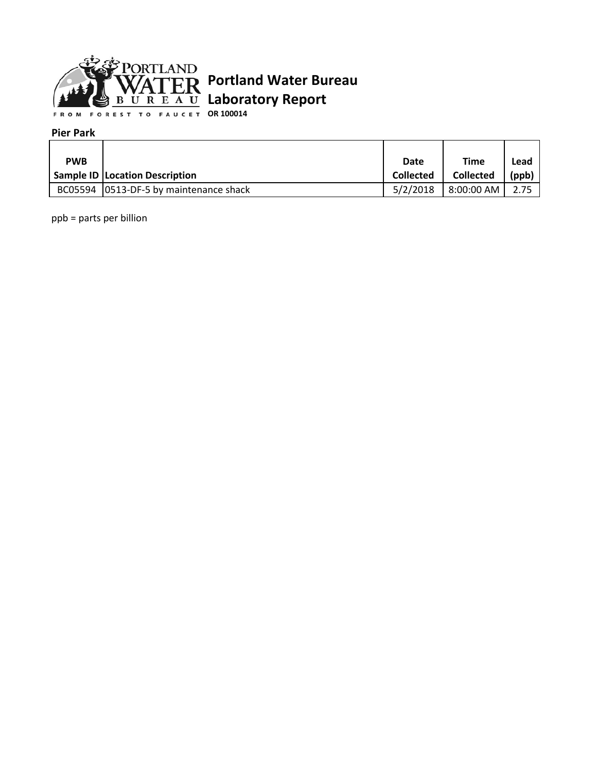# Portland Water Bureau

## Laboratory Report

**OR 100014**

**Pier Park**

| PWB Sample ID | Location Description | Date Collected | Time Collected | Lead (ppb) |
|---|---|---|---|---|
| BC05594 | 0513-DF-5 by maintenance shack | 5/2/2018 | 8:00:00 AM | 2.75 |

ppb = parts per billion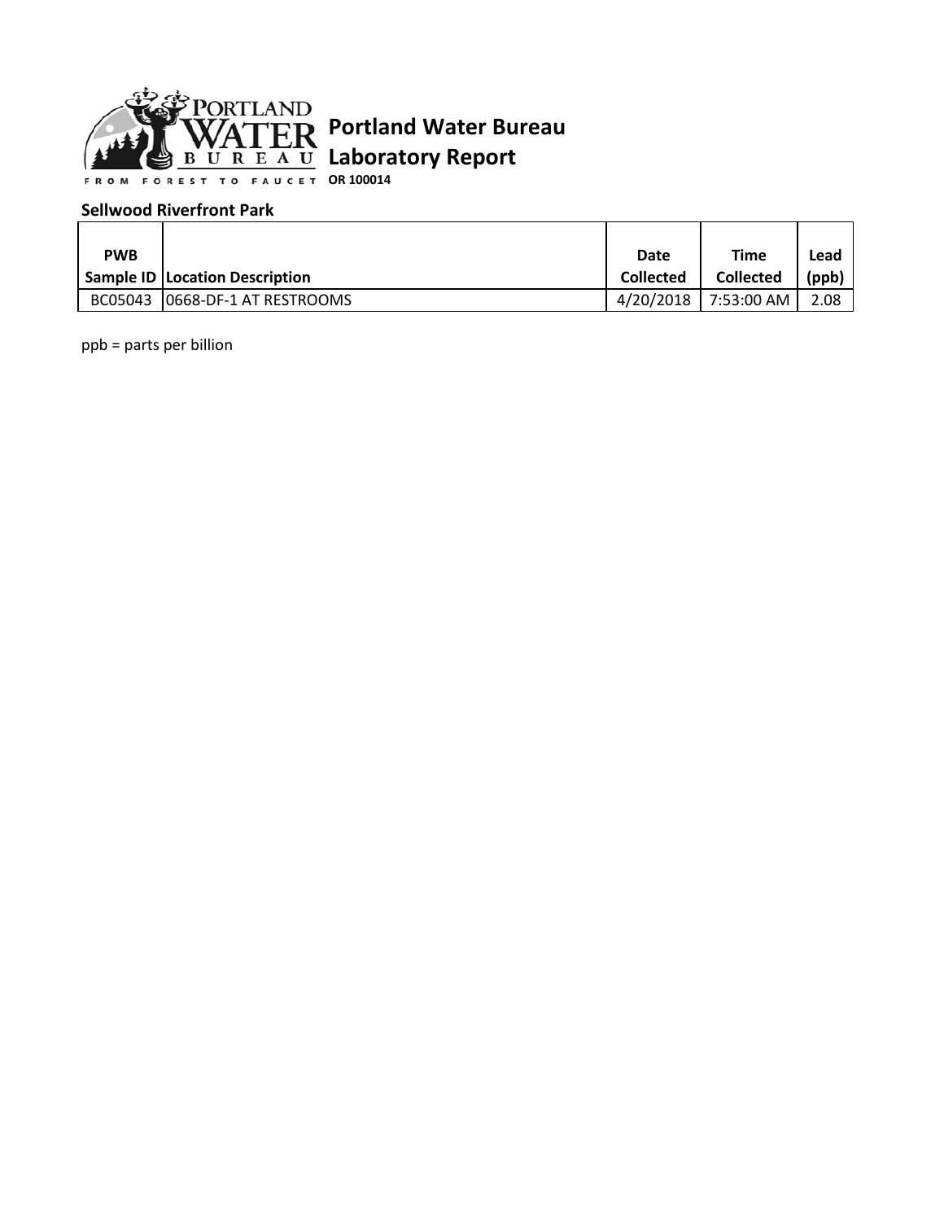# Portland Water Bureau

## Laboratory Report

**OR 100014**

**Sellwood Riverfront Park**

| PWB Sample ID | Location Description | Date Collected | Time Collected | Lead (ppb) |
|---|---|---|---|---|
| BC05043 | 0668-DF-1 AT RESTROOMS | 4/20/2018 | 7:53:00 AM | 2.08 |

ppb = parts per billion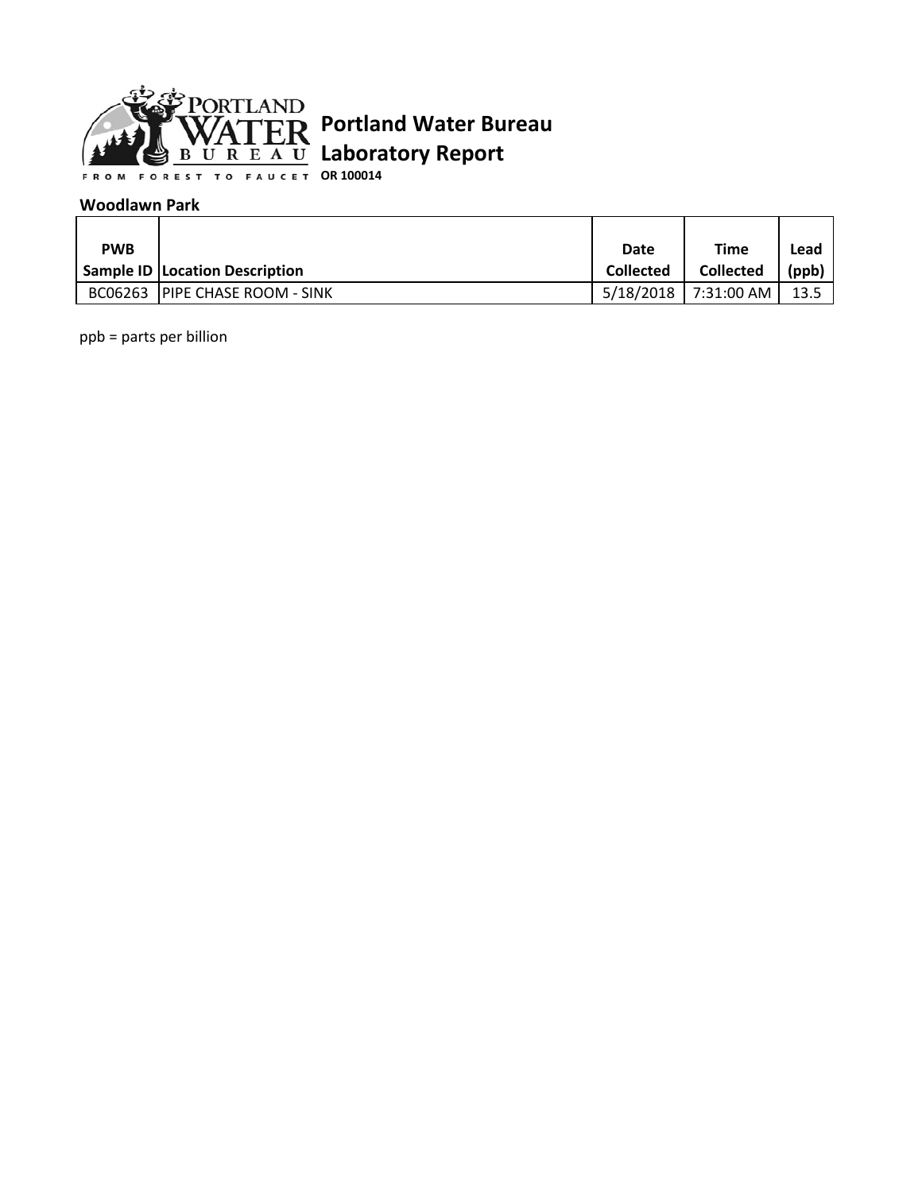# Portland Water Bureau Laboratory Report

**OR 100014**

**Woodlawn Park**

| PWB Sample ID | Location Description | Date Collected | Time Collected | Lead (ppb) |
|---|---|---|---|---|
| BC06263 | PIPE CHASE ROOM - SINK | 5/18/2018 | 7:31:00 AM | 13.5 |

ppb = parts per billion